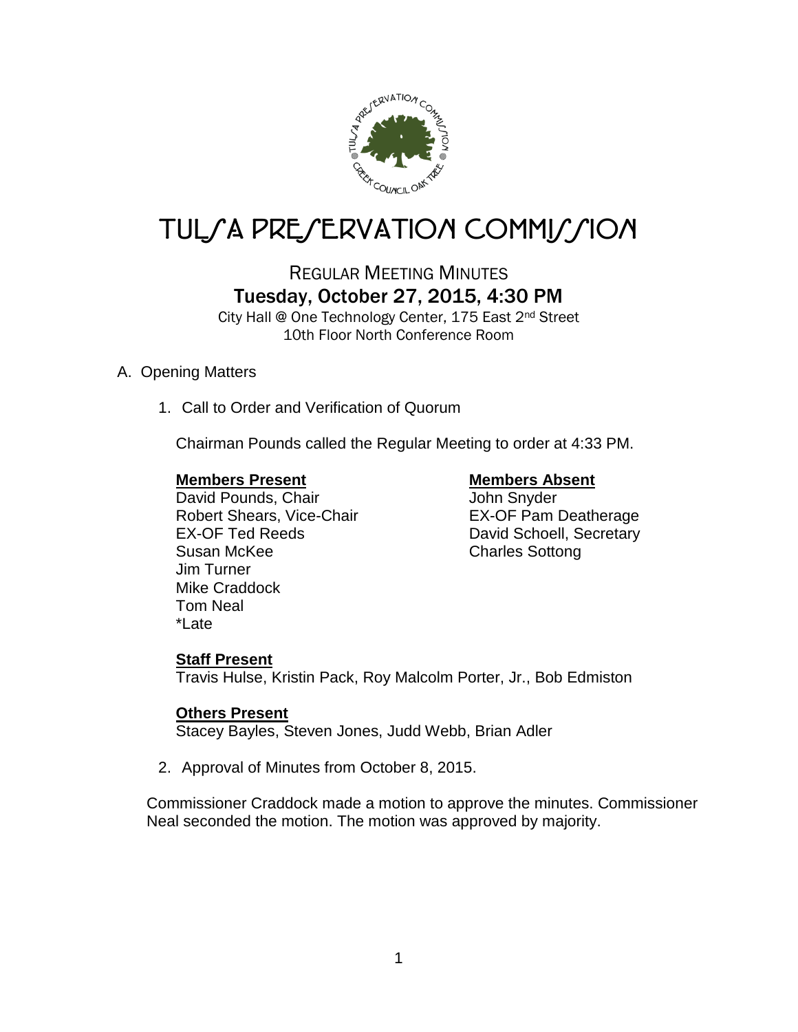# TULSA PRESERVATION COMMISSION

## REGULAR MEETING MINUTES

### Tuesday, October 27, 2015, 4:30 PM

City Hall @ One Technology Center, 175 East 2nd Street
10th Floor North Conference Room

A. Opening Matters

1. Call to Order and Verification of Quorum

   Chairman Pounds called the Regular Meeting to order at 4:33 PM.

   **Members Present**
   David Pounds, Chair
   Robert Shears, Vice-Chair
   EX-OF Ted Reeds
   Susan McKee
   Jim Turner
   Mike Craddock
   Tom Neal
   *Late

   **Members Absent**
   John Snyder
   EX-OF Pam Deatherage
   David Schoell, Secretary
   Charles Sottong

   **Staff Present**
   Travis Hulse, Kristin Pack, Roy Malcolm Porter, Jr., Bob Edmiston

   **Others Present**
   Stacey Bayles, Steven Jones, Judd Webb, Brian Adler

2. Approval of Minutes from October 8, 2015.

Commissioner Craddock made a motion to approve the minutes. Commissioner Neal seconded the motion. The motion was approved by majority.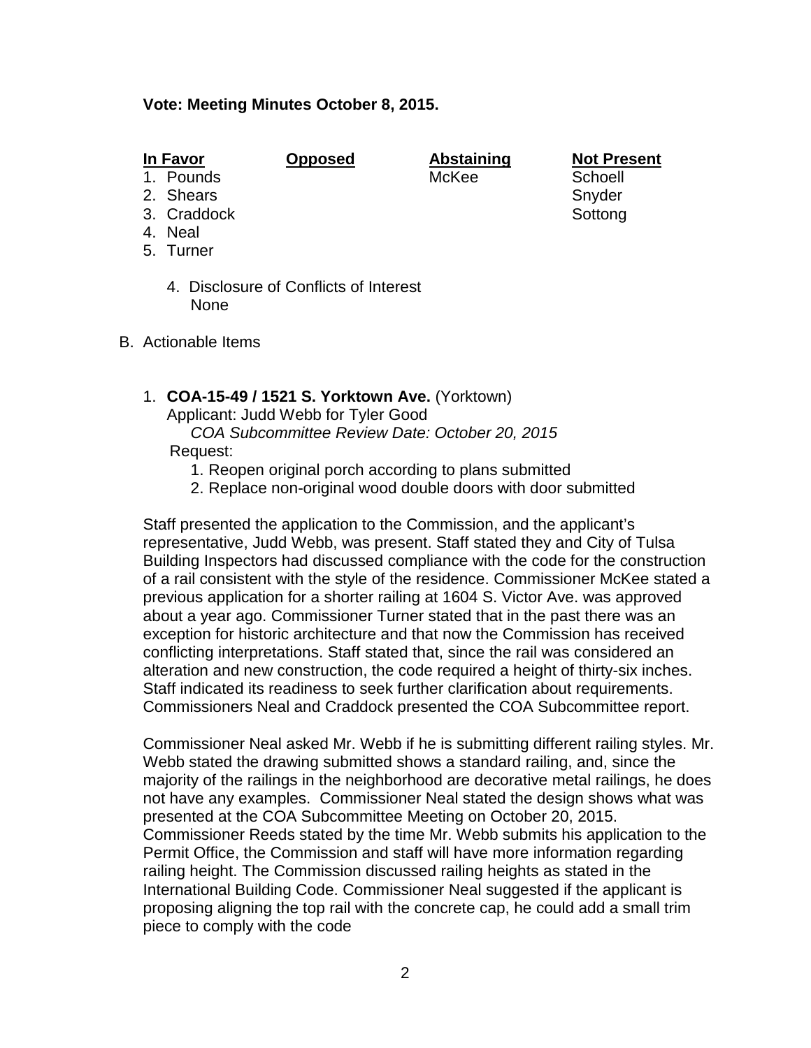**Vote: Meeting Minutes October 8, 2015.**

| **In Favor** | **Opposed** | **Abstaining** | **Not Present** |
|---|---|---|---|
| 1. Pounds | | McKee | Schoell |
| 2. Shears | | | Snyder |
| 3. Craddock | | | Sottong |
| 4. Neal | | | |
| 5. Turner | | | |

4. Disclosure of Conflicts of Interest
   None

B. Actionable Items

1. **COA-15-49 / 1521 S. Yorktown Ave.** (Yorktown)
   Applicant: Judd Webb for Tyler Good
   *COA Subcommittee Review Date: October 20, 2015*
   Request:
   1. Reopen original porch according to plans submitted
   2. Replace non-original wood double doors with door submitted

Staff presented the application to the Commission, and the applicant's representative, Judd Webb, was present. Staff stated they and City of Tulsa Building Inspectors had discussed compliance with the code for the construction of a rail consistent with the style of the residence. Commissioner McKee stated a previous application for a shorter railing at 1604 S. Victor Ave. was approved about a year ago. Commissioner Turner stated that in the past there was an exception for historic architecture and that now the Commission has received conflicting interpretations. Staff stated that, since the rail was considered an alteration and new construction, the code required a height of thirty-six inches. Staff indicated its readiness to seek further clarification about requirements. Commissioners Neal and Craddock presented the COA Subcommittee report.

Commissioner Neal asked Mr. Webb if he is submitting different railing styles. Mr. Webb stated the drawing submitted shows a standard railing, and, since the majority of the railings in the neighborhood are decorative metal railings, he does not have any examples. Commissioner Neal stated the design shows what was presented at the COA Subcommittee Meeting on October 20, 2015. Commissioner Reeds stated by the time Mr. Webb submits his application to the Permit Office, the Commission and staff will have more information regarding railing height. The Commission discussed railing heights as stated in the International Building Code. Commissioner Neal suggested if the applicant is proposing aligning the top rail with the concrete cap, he could add a small trim piece to comply with the code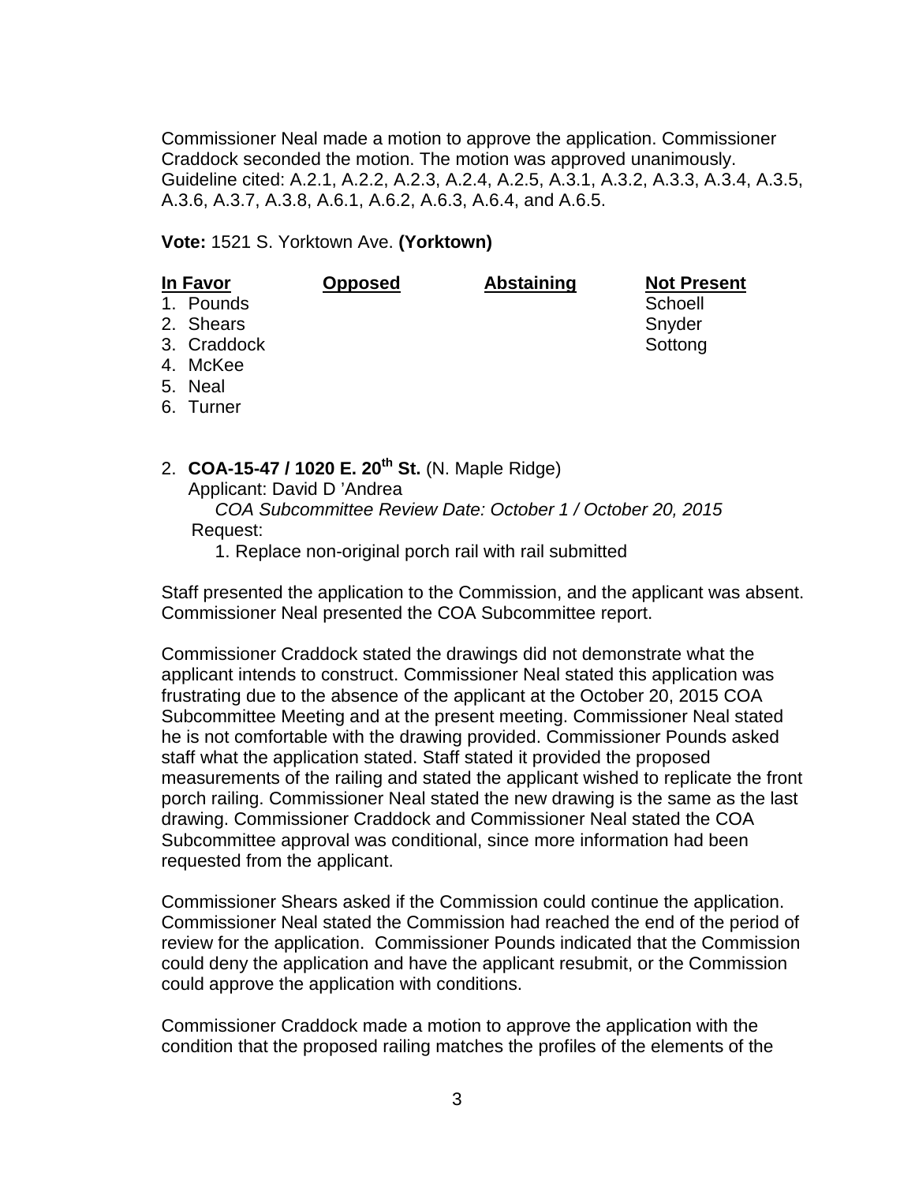Commissioner Neal made a motion to approve the application. Commissioner Craddock seconded the motion. The motion was approved unanimously. Guideline cited: A.2.1, A.2.2, A.2.3, A.2.4, A.2.5, A.3.1, A.3.2, A.3.3, A.3.4, A.3.5, A.3.6, A.3.7, A.3.8, A.6.1, A.6.2, A.6.3, A.6.4, and A.6.5.

**Vote:** 1521 S. Yorktown Ave. **(Yorktown)**

| In Favor | Opposed | Abstaining | Not Present |
|---|---|---|---|
| 1. Pounds | | | Schoell |
| 2. Shears | | | Snyder |
| 3. Craddock | | | Sottong |
| 4. McKee | | | |
| 5. Neal | | | |
| 6. Turner | | | |

2. **COA-15-47 / 1020 E. 20th St.** (N. Maple Ridge)
   Applicant: David D 'Andrea
   *COA Subcommittee Review Date: October 1 / October 20, 2015*
   Request:
   1. Replace non-original porch rail with rail submitted

Staff presented the application to the Commission, and the applicant was absent. Commissioner Neal presented the COA Subcommittee report.

Commissioner Craddock stated the drawings did not demonstrate what the applicant intends to construct. Commissioner Neal stated this application was frustrating due to the absence of the applicant at the October 20, 2015 COA Subcommittee Meeting and at the present meeting. Commissioner Neal stated he is not comfortable with the drawing provided. Commissioner Pounds asked staff what the application stated. Staff stated it provided the proposed measurements of the railing and stated the applicant wished to replicate the front porch railing. Commissioner Neal stated the new drawing is the same as the last drawing. Commissioner Craddock and Commissioner Neal stated the COA Subcommittee approval was conditional, since more information had been requested from the applicant.

Commissioner Shears asked if the Commission could continue the application. Commissioner Neal stated the Commission had reached the end of the period of review for the application. Commissioner Pounds indicated that the Commission could deny the application and have the applicant resubmit, or the Commission could approve the application with conditions.

Commissioner Craddock made a motion to approve the application with the condition that the proposed railing matches the profiles of the elements of the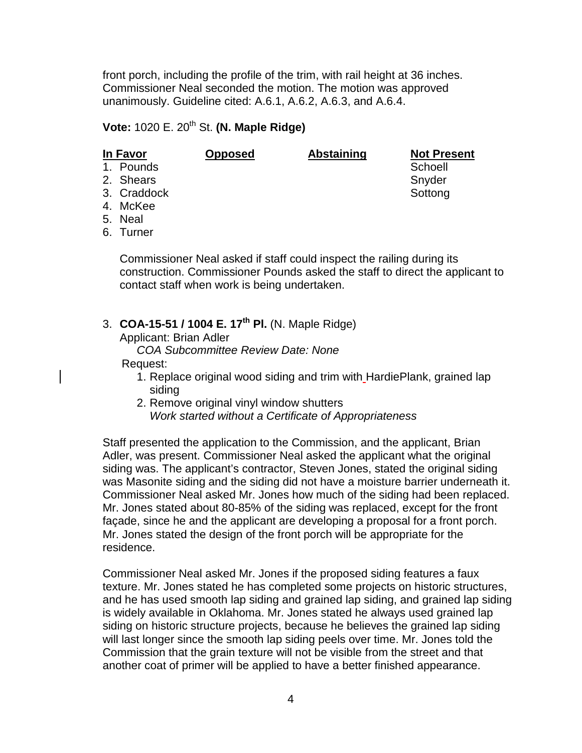front porch, including the profile of the trim, with rail height at 36 inches. Commissioner Neal seconded the motion. The motion was approved unanimously. Guideline cited: A.6.1, A.6.2, A.6.3, and A.6.4.

**Vote:** 1020 E. 20th St. **(N. Maple Ridge)**

| In Favor | Opposed | Abstaining | Not Present |
|---|---|---|---|
| 1. Pounds | | | Schoell |
| 2. Shears | | | Snyder |
| 3. Craddock | | | Sottong |
| 4. McKee | | | |
| 5. Neal | | | |
| 6. Turner | | | |

Commissioner Neal asked if staff could inspect the railing during its construction. Commissioner Pounds asked the staff to direct the applicant to contact staff when work is being undertaken.

3. **COA-15-51 / 1004 E. 17th Pl.** (N. Maple Ridge)
   Applicant: Brian Adler
   *COA Subcommittee Review Date: None*
   Request:
   1. Replace original wood siding and trim with HardiePlank, grained lap siding
   2. Remove original vinyl window shutters
      *Work started without a Certificate of Appropriateness*

Staff presented the application to the Commission, and the applicant, Brian Adler, was present. Commissioner Neal asked the applicant what the original siding was. The applicant's contractor, Steven Jones, stated the original siding was Masonite siding and the siding did not have a moisture barrier underneath it. Commissioner Neal asked Mr. Jones how much of the siding had been replaced. Mr. Jones stated about 80-85% of the siding was replaced, except for the front façade, since he and the applicant are developing a proposal for a front porch. Mr. Jones stated the design of the front porch will be appropriate for the residence.

Commissioner Neal asked Mr. Jones if the proposed siding features a faux texture. Mr. Jones stated he has completed some projects on historic structures, and he has used smooth lap siding and grained lap siding, and grained lap siding is widely available in Oklahoma. Mr. Jones stated he always used grained lap siding on historic structure projects, because he believes the grained lap siding will last longer since the smooth lap siding peels over time. Mr. Jones told the Commission that the grain texture will not be visible from the street and that another coat of primer will be applied to have a better finished appearance.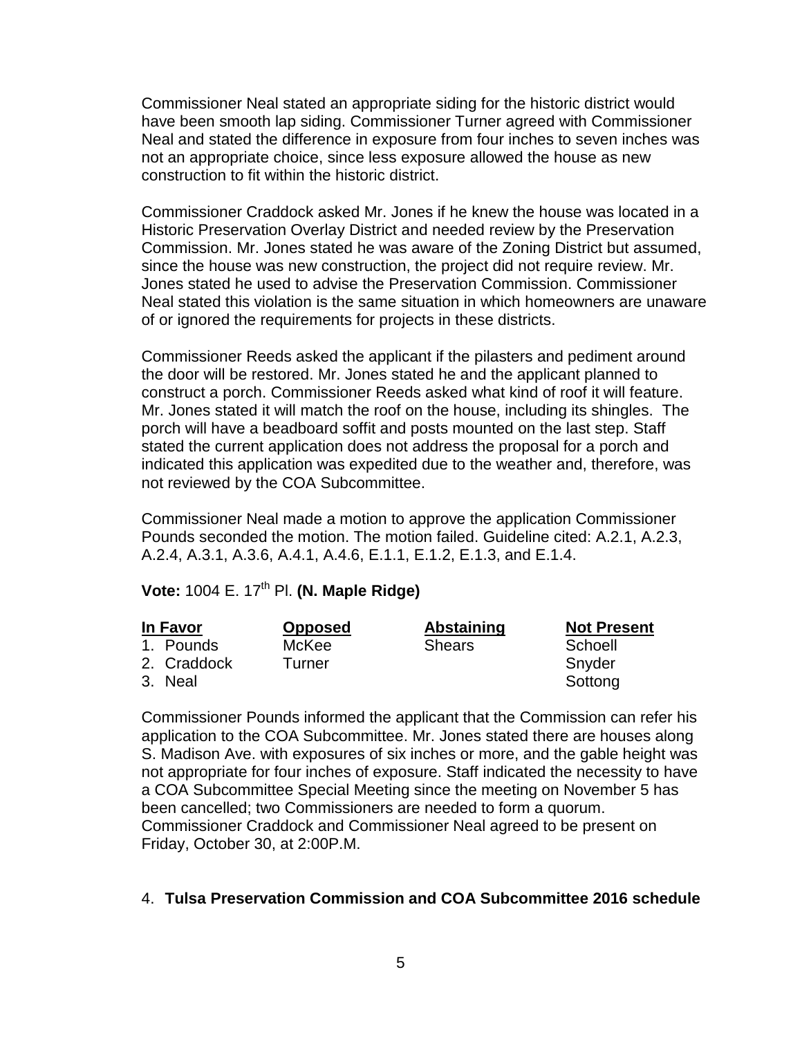Commissioner Neal stated an appropriate siding for the historic district would have been smooth lap siding. Commissioner Turner agreed with Commissioner Neal and stated the difference in exposure from four inches to seven inches was not an appropriate choice, since less exposure allowed the house as new construction to fit within the historic district.

Commissioner Craddock asked Mr. Jones if he knew the house was located in a Historic Preservation Overlay District and needed review by the Preservation Commission. Mr. Jones stated he was aware of the Zoning District but assumed, since the house was new construction, the project did not require review. Mr. Jones stated he used to advise the Preservation Commission. Commissioner Neal stated this violation is the same situation in which homeowners are unaware of or ignored the requirements for projects in these districts.

Commissioner Reeds asked the applicant if the pilasters and pediment around the door will be restored. Mr. Jones stated he and the applicant planned to construct a porch. Commissioner Reeds asked what kind of roof it will feature. Mr. Jones stated it will match the roof on the house, including its shingles. The porch will have a beadboard soffit and posts mounted on the last step. Staff stated the current application does not address the proposal for a porch and indicated this application was expedited due to the weather and, therefore, was not reviewed by the COA Subcommittee.

Commissioner Neal made a motion to approve the application Commissioner Pounds seconded the motion. The motion failed. Guideline cited: A.2.1, A.2.3, A.2.4, A.3.1, A.3.6, A.4.1, A.4.6, E.1.1, E.1.2, E.1.3, and E.1.4.

**Vote:** 1004 E. 17th Pl. **(N. Maple Ridge)**

| In Favor | Opposed | Abstaining | Not Present |
|---|---|---|---|
| 1. Pounds | McKee | Shears | Schoell |
| 2. Craddock | Turner | | Snyder |
| 3. Neal | | | Sottong |

Commissioner Pounds informed the applicant that the Commission can refer his application to the COA Subcommittee. Mr. Jones stated there are houses along S. Madison Ave. with exposures of six inches or more, and the gable height was not appropriate for four inches of exposure. Staff indicated the necessity to have a COA Subcommittee Special Meeting since the meeting on November 5 has been cancelled; two Commissioners are needed to form a quorum. Commissioner Craddock and Commissioner Neal agreed to be present on Friday, October 30, at 2:00P.M.

4. **Tulsa Preservation Commission and COA Subcommittee 2016 schedule**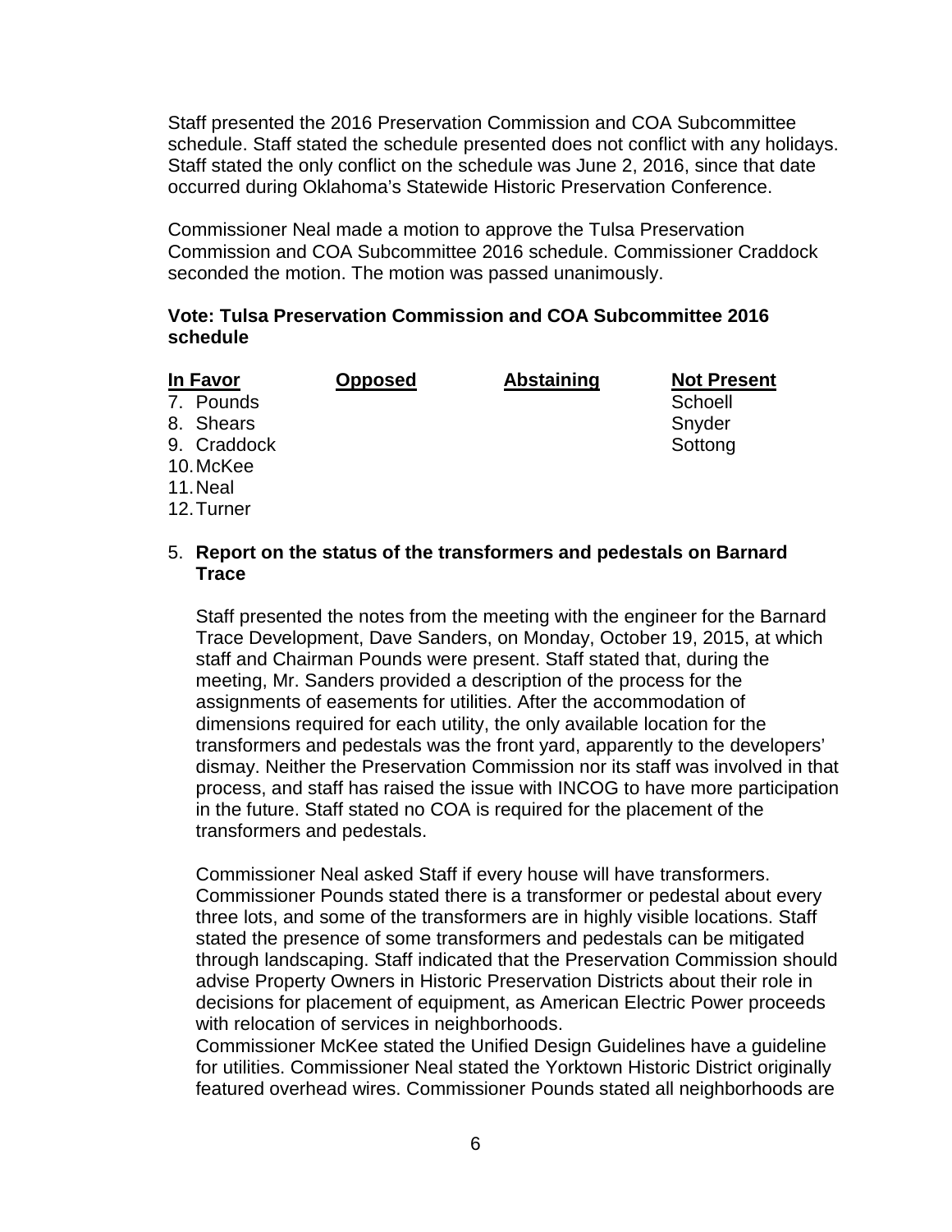Staff presented the 2016 Preservation Commission and COA Subcommittee schedule. Staff stated the schedule presented does not conflict with any holidays. Staff stated the only conflict on the schedule was June 2, 2016, since that date occurred during Oklahoma's Statewide Historic Preservation Conference.

Commissioner Neal made a motion to approve the Tulsa Preservation Commission and COA Subcommittee 2016 schedule. Commissioner Craddock seconded the motion. The motion was passed unanimously.

**Vote: Tulsa Preservation Commission and COA Subcommittee 2016 schedule**

| In Favor | Opposed | Abstaining | Not Present |
|---|---|---|---|
| 7. Pounds | | | Schoell |
| 8. Shears | | | Snyder |
| 9. Craddock | | | Sottong |
| 10. McKee | | | |
| 11. Neal | | | |
| 12. Turner | | | |

5. **Report on the status of the transformers and pedestals on Barnard Trace**

   Staff presented the notes from the meeting with the engineer for the Barnard Trace Development, Dave Sanders, on Monday, October 19, 2015, at which staff and Chairman Pounds were present. Staff stated that, during the meeting, Mr. Sanders provided a description of the process for the assignments of easements for utilities. After the accommodation of dimensions required for each utility, the only available location for the transformers and pedestals was the front yard, apparently to the developers' dismay. Neither the Preservation Commission nor its staff was involved in that process, and staff has raised the issue with INCOG to have more participation in the future. Staff stated no COA is required for the placement of the transformers and pedestals.

   Commissioner Neal asked Staff if every house will have transformers. Commissioner Pounds stated there is a transformer or pedestal about every three lots, and some of the transformers are in highly visible locations. Staff stated the presence of some transformers and pedestals can be mitigated through landscaping. Staff indicated that the Preservation Commission should advise Property Owners in Historic Preservation Districts about their role in decisions for placement of equipment, as American Electric Power proceeds with relocation of services in neighborhoods.
   Commissioner McKee stated the Unified Design Guidelines have a guideline for utilities. Commissioner Neal stated the Yorktown Historic District originally featured overhead wires. Commissioner Pounds stated all neighborhoods are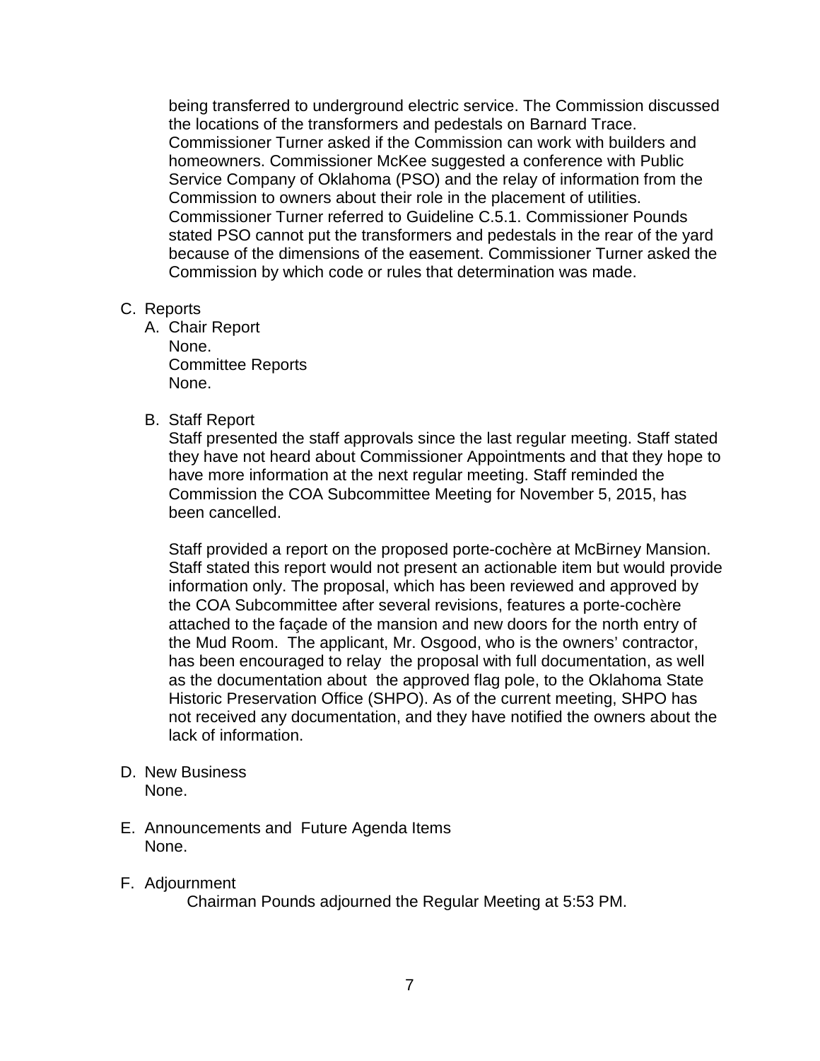being transferred to underground electric service. The Commission discussed the locations of the transformers and pedestals on Barnard Trace. Commissioner Turner asked if the Commission can work with builders and homeowners. Commissioner McKee suggested a conference with Public Service Company of Oklahoma (PSO) and the relay of information from the Commission to owners about their role in the placement of utilities. Commissioner Turner referred to Guideline C.5.1. Commissioner Pounds stated PSO cannot put the transformers and pedestals in the rear of the yard because of the dimensions of the easement. Commissioner Turner asked the Commission by which code or rules that determination was made.

C. Reports

A. Chair Report
   None.
   Committee Reports
   None.

B. Staff Report
   Staff presented the staff approvals since the last regular meeting. Staff stated they have not heard about Commissioner Appointments and that they hope to have more information at the next regular meeting. Staff reminded the Commission the COA Subcommittee Meeting for November 5, 2015, has been cancelled.

   Staff provided a report on the proposed porte-cochère at McBirney Mansion. Staff stated this report would not present an actionable item but would provide information only. The proposal, which has been reviewed and approved by the COA Subcommittee after several revisions, features a porte-cochère attached to the façade of the mansion and new doors for the north entry of the Mud Room. The applicant, Mr. Osgood, who is the owners' contractor, has been encouraged to relay the proposal with full documentation, as well as the documentation about the approved flag pole, to the Oklahoma State Historic Preservation Office (SHPO). As of the current meeting, SHPO has not received any documentation, and they have notified the owners about the lack of information.

D. New Business
   None.

E. Announcements and Future Agenda Items
   None.

F. Adjournment
   Chairman Pounds adjourned the Regular Meeting at 5:53 PM.